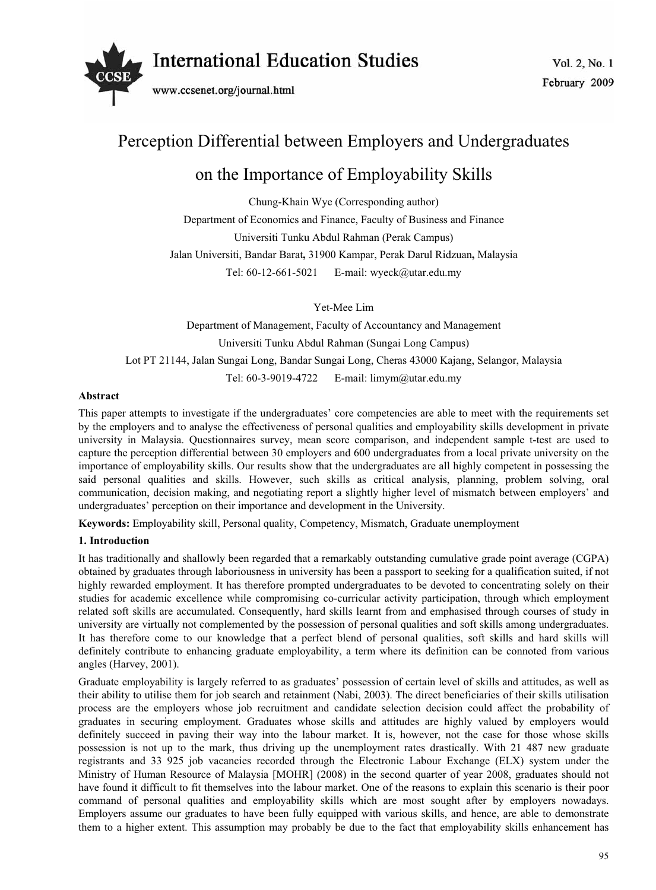# Perception Differential between Employers and Undergraduates on the Importance of Employability Skills

Chung-Khain Wye (Corresponding author)

Department of Economics and Finance, Faculty of Business and Finance

Universiti Tunku Abdul Rahman (Perak Campus)

Jalan Universiti, Bandar Barat, 31900 Kampar, Perak Darul Ridzuan, Malaysia

Tel: 60-12-661-5021 E-mail: wyeck@utar.edu.my

Yet-Mee Lim

Department of Management, Faculty of Accountancy and Management

Universiti Tunku Abdul Rahman (Sungai Long Campus)

Lot PT 21144, Jalan Sungai Long, Bandar Sungai Long, Cheras 43000 Kajang, Selangor, Malaysia

Tel: 60-3-9019-4722 E-mail: limym@utar.edu.my

**Abstract**

This paper attempts to investigate if the undergraduates' core competencies are able to meet with the requirements set by the employers and to analyse the effectiveness of personal qualities and employability skills development in private university in Malaysia. Questionnaires survey, mean score comparison, and independent sample t-test are used to capture the perception differential between 30 employers and 600 undergraduates from a local private university on the importance of employability skills. Our results show that the undergraduates are all highly competent in possessing the said personal qualities and skills. However, such skills as critical analysis, planning, problem solving, oral communication, decision making, and negotiating report a slightly higher level of mismatch between employers' and undergraduates' perception on their importance and development in the University.

**Keywords:** Employability skill, Personal quality, Competency, Mismatch, Graduate unemployment

## 1. Introduction

It has traditionally and shallowly been regarded that a remarkably outstanding cumulative grade point average (CGPA) obtained by graduates through laboriousness in university has been a passport to seeking for a qualification suited, if not highly rewarded employment. It has therefore prompted undergraduates to be devoted to concentrating solely on their studies for academic excellence while compromising co-curricular activity participation, through which employment related soft skills are accumulated. Consequently, hard skills learnt from and emphasised through courses of study in university are virtually not complemented by the possession of personal qualities and soft skills among undergraduates. It has therefore come to our knowledge that a perfect blend of personal qualities, soft skills and hard skills will definitely contribute to enhancing graduate employability, a term where its definition can be connoted from various angles (Harvey, 2001).

Graduate employability is largely referred to as graduates' possession of certain level of skills and attitudes, as well as their ability to utilise them for job search and retainment (Nabi, 2003). The direct beneficiaries of their skills utilisation process are the employers whose job recruitment and candidate selection decision could affect the probability of graduates in securing employment. Graduates whose skills and attitudes are highly valued by employers would definitely succeed in paving their way into the labour market. It is, however, not the case for those whose skills possession is not up to the mark, thus driving up the unemployment rates drastically. With 21 487 new graduate registrants and 33 925 job vacancies recorded through the Electronic Labour Exchange (ELX) system under the Ministry of Human Resource of Malaysia [MOHR] (2008) in the second quarter of year 2008, graduates should not have found it difficult to fit themselves into the labour market. One of the reasons to explain this scenario is their poor command of personal qualities and employability skills which are most sought after by employers nowadays. Employers assume our graduates to have been fully equipped with various skills, and hence, are able to demonstrate them to a higher extent. This assumption may probably be due to the fact that employability skills enhancement has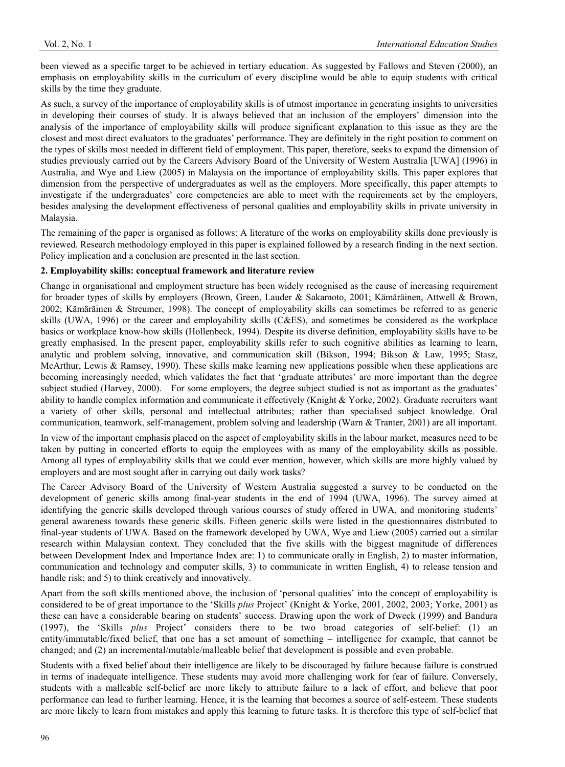been viewed as a specific target to be achieved in tertiary education. As suggested by Fallows and Steven (2000), an emphasis on employability skills in the curriculum of every discipline would be able to equip students with critical skills by the time they graduate.

As such, a survey of the importance of employability skills is of utmost importance in generating insights to universities in developing their courses of study. It is always believed that an inclusion of the employers' dimension into the analysis of the importance of employability skills will produce significant explanation to this issue as they are the closest and most direct evaluators to the graduates' performance. They are definitely in the right position to comment on the types of skills most needed in different field of employment. This paper, therefore, seeks to expand the dimension of studies previously carried out by the Careers Advisory Board of the University of Western Australia [UWA] (1996) in Australia, and Wye and Liew (2005) in Malaysia on the importance of employability skills. This paper explores that dimension from the perspective of undergraduates as well as the employers. More specifically, this paper attempts to investigate if the undergraduates' core competencies are able to meet with the requirements set by the employers, besides analysing the development effectiveness of personal qualities and employability skills in private university in Malaysia.

The remaining of the paper is organised as follows: A literature of the works on employability skills done previously is reviewed. Research methodology employed in this paper is explained followed by a research finding in the next section. Policy implication and a conclusion are presented in the last section.

## 2. Employability skills: conceptual framework and literature review

Change in organisational and employment structure has been widely recognised as the cause of increasing requirement for broader types of skills by employers (Brown, Green, Lauder & Sakamoto, 2001; Kämäräinen, Attwell & Brown, 2002; Kämäräinen & Streumer, 1998). The concept of employability skills can sometimes be referred to as generic skills (UWA, 1996) or the career and employability skills (C&ES), and sometimes be considered as the workplace basics or workplace know-how skills (Hollenbeck, 1994). Despite its diverse definition, employability skills have to be greatly emphasised. In the present paper, employability skills refer to such cognitive abilities as learning to learn, analytic and problem solving, innovative, and communication skill (Bikson, 1994; Bikson & Law, 1995; Stasz, McArthur, Lewis & Ramsey, 1990). These skills make learning new applications possible when these applications are becoming increasingly needed, which validates the fact that 'graduate attributes' are more important than the degree subject studied (Harvey, 2000). For some employers, the degree subject studied is not as important as the graduates' ability to handle complex information and communicate it effectively (Knight & Yorke, 2002). Graduate recruiters want a variety of other skills, personal and intellectual attributes; rather than specialised subject knowledge. Oral communication, teamwork, self-management, problem solving and leadership (Warn & Tranter, 2001) are all important.

In view of the important emphasis placed on the aspect of employability skills in the labour market, measures need to be taken by putting in concerted efforts to equip the employees with as many of the employability skills as possible. Among all types of employability skills that we could ever mention, however, which skills are more highly valued by employers and are most sought after in carrying out daily work tasks?

The Career Advisory Board of the University of Western Australia suggested a survey to be conducted on the development of generic skills among final-year students in the end of 1994 (UWA, 1996). The survey aimed at identifying the generic skills developed through various courses of study offered in UWA, and monitoring students' general awareness towards these generic skills. Fifteen generic skills were listed in the questionnaires distributed to final-year students of UWA. Based on the framework developed by UWA, Wye and Liew (2005) carried out a similar research within Malaysian context. They concluded that the five skills with the biggest magnitude of differences between Development Index and Importance Index are: 1) to communicate orally in English, 2) to master information, communication and technology and computer skills, 3) to communicate in written English, 4) to release tension and handle risk; and 5) to think creatively and innovatively.

Apart from the soft skills mentioned above, the inclusion of 'personal qualities' into the concept of employability is considered to be of great importance to the 'Skills *plus* Project' (Knight & Yorke, 2001, 2002, 2003; Yorke, 2001) as these can have a considerable bearing on students' success. Drawing upon the work of Dweck (1999) and Bandura (1997), the 'Skills *plus* Project' considers there to be two broad categories of self-belief: (1) an entity/immutable/fixed belief, that one has a set amount of something – intelligence for example, that cannot be changed; and (2) an incremental/mutable/malleable belief that development is possible and even probable.

Students with a fixed belief about their intelligence are likely to be discouraged by failure because failure is construed in terms of inadequate intelligence. These students may avoid more challenging work for fear of failure. Conversely, students with a malleable self-belief are more likely to attribute failure to a lack of effort, and believe that poor performance can lead to further learning. Hence, it is the learning that becomes a source of self-esteem. These students are more likely to learn from mistakes and apply this learning to future tasks. It is therefore this type of self-belief that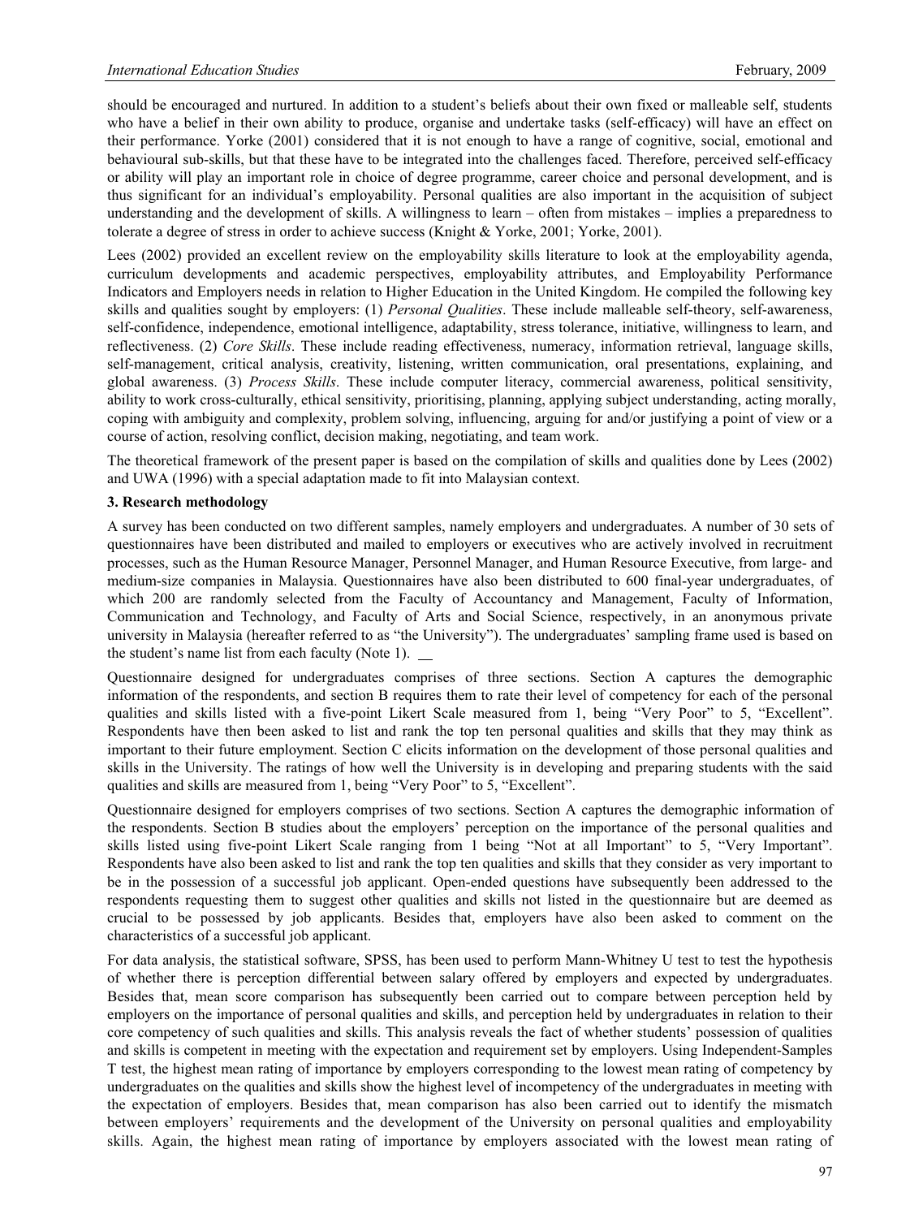should be encouraged and nurtured. In addition to a student's beliefs about their own fixed or malleable self, students who have a belief in their own ability to produce, organise and undertake tasks (self-efficacy) will have an effect on their performance. Yorke (2001) considered that it is not enough to have a range of cognitive, social, emotional and behavioural sub-skills, but that these have to be integrated into the challenges faced. Therefore, perceived self-efficacy or ability will play an important role in choice of degree programme, career choice and personal development, and is thus significant for an individual's employability. Personal qualities are also important in the acquisition of subject understanding and the development of skills. A willingness to learn – often from mistakes – implies a preparedness to tolerate a degree of stress in order to achieve success (Knight & Yorke, 2001; Yorke, 2001).

Lees (2002) provided an excellent review on the employability skills literature to look at the employability agenda, curriculum developments and academic perspectives, employability attributes, and Employability Performance Indicators and Employers needs in relation to Higher Education in the United Kingdom. He compiled the following key skills and qualities sought by employers: (1) *Personal Qualities*. These include malleable self-theory, self-awareness, self-confidence, independence, emotional intelligence, adaptability, stress tolerance, initiative, willingness to learn, and reflectiveness. (2) *Core Skills*. These include reading effectiveness, numeracy, information retrieval, language skills, self-management, critical analysis, creativity, listening, written communication, oral presentations, explaining, and global awareness. (3) *Process Skills*. These include computer literacy, commercial awareness, political sensitivity, ability to work cross-culturally, ethical sensitivity, prioritising, planning, applying subject understanding, acting morally, coping with ambiguity and complexity, problem solving, influencing, arguing for and/or justifying a point of view or a course of action, resolving conflict, decision making, negotiating, and team work.

The theoretical framework of the present paper is based on the compilation of skills and qualities done by Lees (2002) and UWA (1996) with a special adaptation made to fit into Malaysian context.

## 3. Research methodology

A survey has been conducted on two different samples, namely employers and undergraduates. A number of 30 sets of questionnaires have been distributed and mailed to employers or executives who are actively involved in recruitment processes, such as the Human Resource Manager, Personnel Manager, and Human Resource Executive, from large- and medium-size companies in Malaysia. Questionnaires have also been distributed to 600 final-year undergraduates, of which 200 are randomly selected from the Faculty of Accountancy and Management, Faculty of Information, Communication and Technology, and Faculty of Arts and Social Science, respectively, in an anonymous private university in Malaysia (hereafter referred to as "the University"). The undergraduates' sampling frame used is based on the student's name list from each faculty (Note 1).

Questionnaire designed for undergraduates comprises of three sections. Section A captures the demographic information of the respondents, and section B requires them to rate their level of competency for each of the personal qualities and skills listed with a five-point Likert Scale measured from 1, being "Very Poor" to 5, "Excellent". Respondents have then been asked to list and rank the top ten personal qualities and skills that they may think as important to their future employment. Section C elicits information on the development of those personal qualities and skills in the University. The ratings of how well the University is in developing and preparing students with the said qualities and skills are measured from 1, being "Very Poor" to 5, "Excellent".

Questionnaire designed for employers comprises of two sections. Section A captures the demographic information of the respondents. Section B studies about the employers' perception on the importance of the personal qualities and skills listed using five-point Likert Scale ranging from 1 being "Not at all Important" to 5, "Very Important". Respondents have also been asked to list and rank the top ten qualities and skills that they consider as very important to be in the possession of a successful job applicant. Open-ended questions have subsequently been addressed to the respondents requesting them to suggest other qualities and skills not listed in the questionnaire but are deemed as crucial to be possessed by job applicants. Besides that, employers have also been asked to comment on the characteristics of a successful job applicant.

For data analysis, the statistical software, SPSS, has been used to perform Mann-Whitney U test to test the hypothesis of whether there is perception differential between salary offered by employers and expected by undergraduates. Besides that, mean score comparison has subsequently been carried out to compare between perception held by employers on the importance of personal qualities and skills, and perception held by undergraduates in relation to their core competency of such qualities and skills. This analysis reveals the fact of whether students' possession of qualities and skills is competent in meeting with the expectation and requirement set by employers. Using Independent-Samples T test, the highest mean rating of importance by employers corresponding to the lowest mean rating of competency by undergraduates on the qualities and skills show the highest level of incompetency of the undergraduates in meeting with the expectation of employers. Besides that, mean comparison has also been carried out to identify the mismatch between employers' requirements and the development of the University on personal qualities and employability skills. Again, the highest mean rating of importance by employers associated with the lowest mean rating of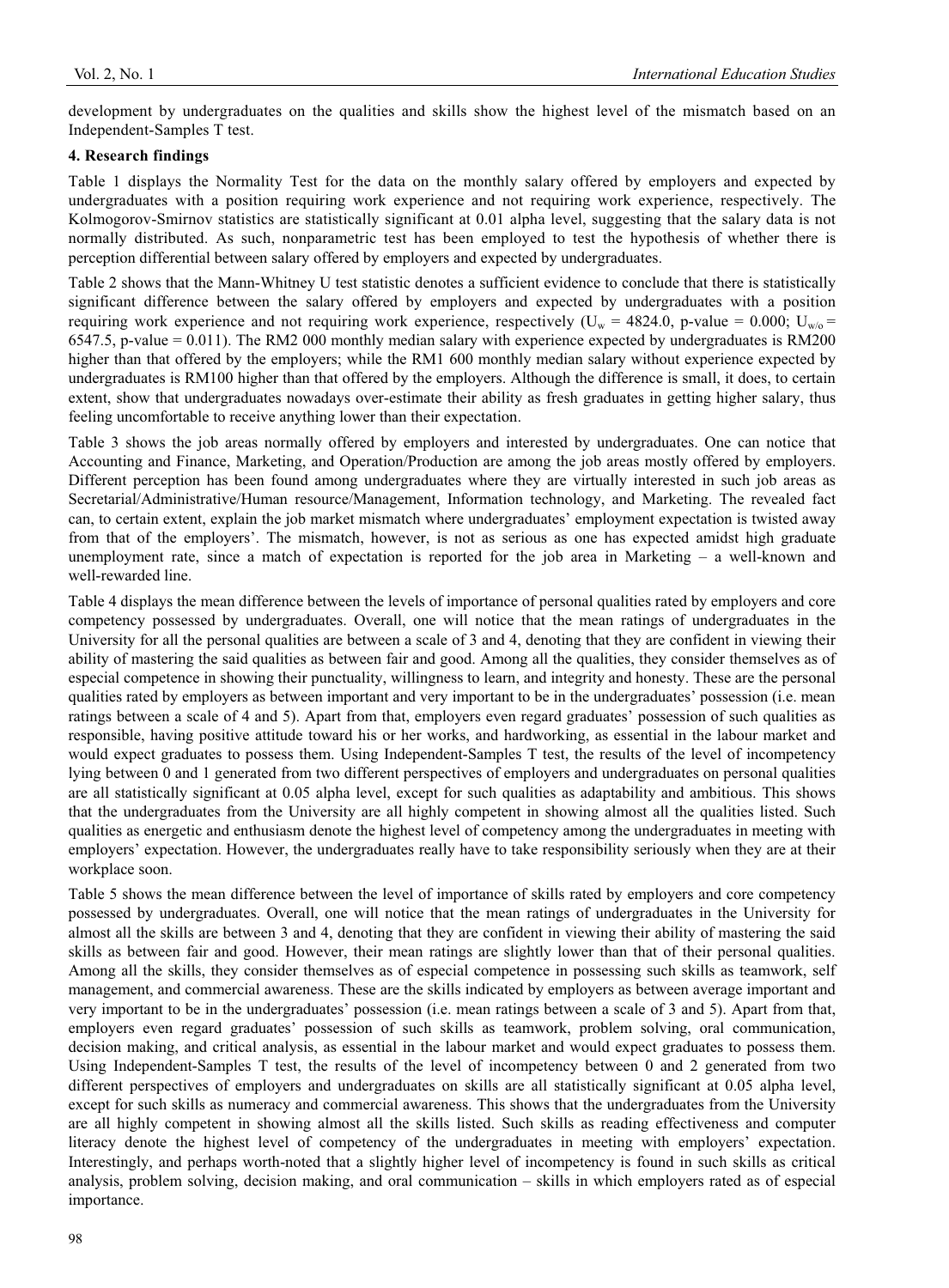development by undergraduates on the qualities and skills show the highest level of the mismatch based on an Independent-Samples T test.

## 4. Research findings

Table 1 displays the Normality Test for the data on the monthly salary offered by employers and expected by undergraduates with a position requiring work experience and not requiring work experience, respectively. The Kolmogorov-Smirnov statistics are statistically significant at 0.01 alpha level, suggesting that the salary data is not normally distributed. As such, nonparametric test has been employed to test the hypothesis of whether there is perception differential between salary offered by employers and expected by undergraduates.

Table 2 shows that the Mann-Whitney U test statistic denotes a sufficient evidence to conclude that there is statistically significant difference between the salary offered by employers and expected by undergraduates with a position requiring work experience and not requiring work experience, respectively ($U_w$ = 4824.0, p-value = 0.000; $U_{w/o}$ = 6547.5, p-value = 0.011). The RM2 000 monthly median salary with experience expected by undergraduates is RM200 higher than that offered by the employers; while the RM1 600 monthly median salary without experience expected by undergraduates is RM100 higher than that offered by the employers. Although the difference is small, it does, to certain extent, show that undergraduates nowadays over-estimate their ability as fresh graduates in getting higher salary, thus feeling uncomfortable to receive anything lower than their expectation.

Table 3 shows the job areas normally offered by employers and interested by undergraduates. One can notice that Accounting and Finance, Marketing, and Operation/Production are among the job areas mostly offered by employers. Different perception has been found among undergraduates where they are virtually interested in such job areas as Secretarial/Administrative/Human resource/Management, Information technology, and Marketing. The revealed fact can, to certain extent, explain the job market mismatch where undergraduates' employment expectation is twisted away from that of the employers'. The mismatch, however, is not as serious as one has expected amidst high graduate unemployment rate, since a match of expectation is reported for the job area in Marketing – a well-known and well-rewarded line.

Table 4 displays the mean difference between the levels of importance of personal qualities rated by employers and core competency possessed by undergraduates. Overall, one will notice that the mean ratings of undergraduates in the University for all the personal qualities are between a scale of 3 and 4, denoting that they are confident in viewing their ability of mastering the said qualities as between fair and good. Among all the qualities, they consider themselves as of especial competence in showing their punctuality, willingness to learn, and integrity and honesty. These are the personal qualities rated by employers as between important and very important to be in the undergraduates' possession (i.e. mean ratings between a scale of 4 and 5). Apart from that, employers even regard graduates' possession of such qualities as responsible, having positive attitude toward his or her works, and hardworking, as essential in the labour market and would expect graduates to possess them. Using Independent-Samples T test, the results of the level of incompetency lying between 0 and 1 generated from two different perspectives of employers and undergraduates on personal qualities are all statistically significant at 0.05 alpha level, except for such qualities as adaptability and ambitious. This shows that the undergraduates from the University are all highly competent in showing almost all the qualities listed. Such qualities as energetic and enthusiasm denote the highest level of competency among the undergraduates in meeting with employers' expectation. However, the undergraduates really have to take responsibility seriously when they are at their workplace soon.

Table 5 shows the mean difference between the level of importance of skills rated by employers and core competency possessed by undergraduates. Overall, one will notice that the mean ratings of undergraduates in the University for almost all the skills are between 3 and 4, denoting that they are confident in viewing their ability of mastering the said skills as between fair and good. However, their mean ratings are slightly lower than that of their personal qualities. Among all the skills, they consider themselves as of especial competence in possessing such skills as teamwork, self management, and commercial awareness. These are the skills indicated by employers as between average important and very important to be in the undergraduates' possession (i.e. mean ratings between a scale of 3 and 5). Apart from that, employers even regard graduates' possession of such skills as teamwork, problem solving, oral communication, decision making, and critical analysis, as essential in the labour market and would expect graduates to possess them. Using Independent-Samples T test, the results of the level of incompetency between 0 and 2 generated from two different perspectives of employers and undergraduates on skills are all statistically significant at 0.05 alpha level, except for such skills as numeracy and commercial awareness. This shows that the undergraduates from the University are all highly competent in showing almost all the skills listed. Such skills as reading effectiveness and computer literacy denote the highest level of competency of the undergraduates in meeting with employers' expectation. Interestingly, and perhaps worth-noted that a slightly higher level of incompetency is found in such skills as critical analysis, problem solving, decision making, and oral communication – skills in which employers rated as of especial importance.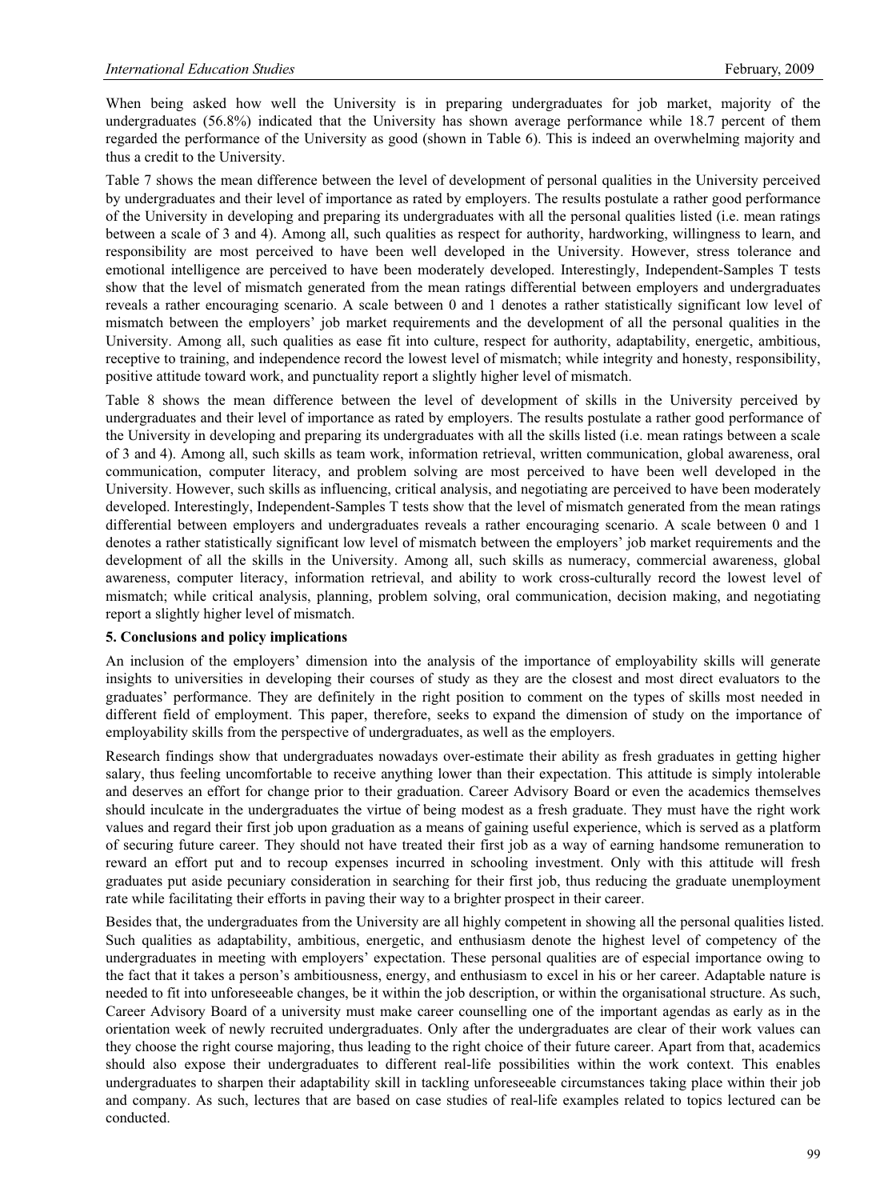When being asked how well the University is in preparing undergraduates for job market, majority of the undergraduates (56.8%) indicated that the University has shown average performance while 18.7 percent of them regarded the performance of the University as good (shown in Table 6). This is indeed an overwhelming majority and thus a credit to the University.

Table 7 shows the mean difference between the level of development of personal qualities in the University perceived by undergraduates and their level of importance as rated by employers. The results postulate a rather good performance of the University in developing and preparing its undergraduates with all the personal qualities listed (i.e. mean ratings between a scale of 3 and 4). Among all, such qualities as respect for authority, hardworking, willingness to learn, and responsibility are most perceived to have been well developed in the University. However, stress tolerance and emotional intelligence are perceived to have been moderately developed. Interestingly, Independent-Samples T tests show that the level of mismatch generated from the mean ratings differential between employers and undergraduates reveals a rather encouraging scenario. A scale between 0 and 1 denotes a rather statistically significant low level of mismatch between the employers' job market requirements and the development of all the personal qualities in the University. Among all, such qualities as ease fit into culture, respect for authority, adaptability, energetic, ambitious, receptive to training, and independence record the lowest level of mismatch; while integrity and honesty, responsibility, positive attitude toward work, and punctuality report a slightly higher level of mismatch.

Table 8 shows the mean difference between the level of development of skills in the University perceived by undergraduates and their level of importance as rated by employers. The results postulate a rather good performance of the University in developing and preparing its undergraduates with all the skills listed (i.e. mean ratings between a scale of 3 and 4). Among all, such skills as team work, information retrieval, written communication, global awareness, oral communication, computer literacy, and problem solving are most perceived to have been well developed in the University. However, such skills as influencing, critical analysis, and negotiating are perceived to have been moderately developed. Interestingly, Independent-Samples T tests show that the level of mismatch generated from the mean ratings differential between employers and undergraduates reveals a rather encouraging scenario. A scale between 0 and 1 denotes a rather statistically significant low level of mismatch between the employers' job market requirements and the development of all the skills in the University. Among all, such skills as numeracy, commercial awareness, global awareness, computer literacy, information retrieval, and ability to work cross-culturally record the lowest level of mismatch; while critical analysis, planning, problem solving, oral communication, decision making, and negotiating report a slightly higher level of mismatch.

## 5. Conclusions and policy implications

An inclusion of the employers' dimension into the analysis of the importance of employability skills will generate insights to universities in developing their courses of study as they are the closest and most direct evaluators to the graduates' performance. They are definitely in the right position to comment on the types of skills most needed in different field of employment. This paper, therefore, seeks to expand the dimension of study on the importance of employability skills from the perspective of undergraduates, as well as the employers.

Research findings show that undergraduates nowadays over-estimate their ability as fresh graduates in getting higher salary, thus feeling uncomfortable to receive anything lower than their expectation. This attitude is simply intolerable and deserves an effort for change prior to their graduation. Career Advisory Board or even the academics themselves should inculcate in the undergraduates the virtue of being modest as a fresh graduate. They must have the right work values and regard their first job upon graduation as a means of gaining useful experience, which is served as a platform of securing future career. They should not have treated their first job as a way of earning handsome remuneration to reward an effort put and to recoup expenses incurred in schooling investment. Only with this attitude will fresh graduates put aside pecuniary consideration in searching for their first job, thus reducing the graduate unemployment rate while facilitating their efforts in paving their way to a brighter prospect in their career.

Besides that, the undergraduates from the University are all highly competent in showing all the personal qualities listed. Such qualities as adaptability, ambitious, energetic, and enthusiasm denote the highest level of competency of the undergraduates in meeting with employers' expectation. These personal qualities are of especial importance owing to the fact that it takes a person's ambitiousness, energy, and enthusiasm to excel in his or her career. Adaptable nature is needed to fit into unforeseeable changes, be it within the job description, or within the organisational structure. As such, Career Advisory Board of a university must make career counselling one of the important agendas as early as in the orientation week of newly recruited undergraduates. Only after the undergraduates are clear of their work values can they choose the right course majoring, thus leading to the right choice of their future career. Apart from that, academics should also expose their undergraduates to different real-life possibilities within the work context. This enables undergraduates to sharpen their adaptability skill in tackling unforeseeable circumstances taking place within their job and company. As such, lectures that are based on case studies of real-life examples related to topics lectured can be conducted.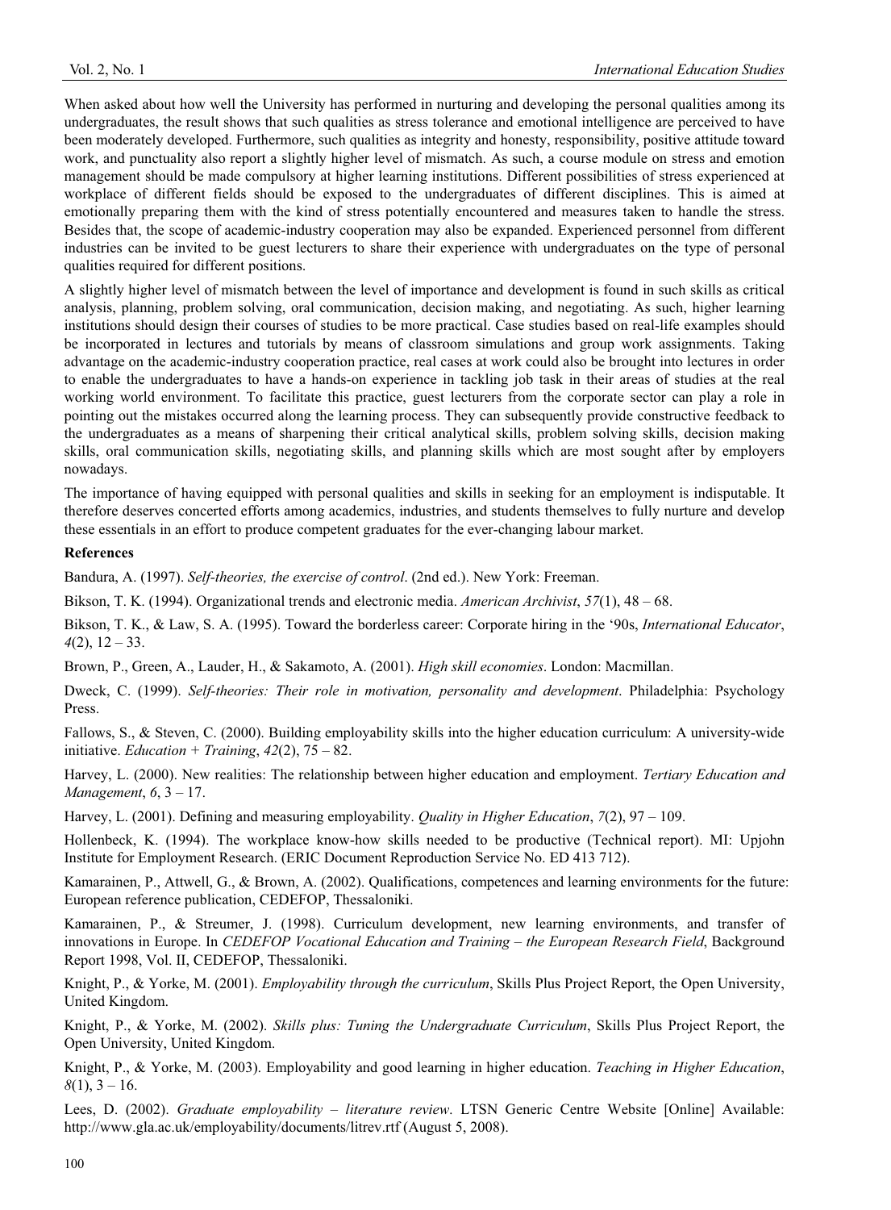When asked about how well the University has performed in nurturing and developing the personal qualities among its undergraduates, the result shows that such qualities as stress tolerance and emotional intelligence are perceived to have been moderately developed. Furthermore, such qualities as integrity and honesty, responsibility, positive attitude toward work, and punctuality also report a slightly higher level of mismatch. As such, a course module on stress and emotion management should be made compulsory at higher learning institutions. Different possibilities of stress experienced at workplace of different fields should be exposed to the undergraduates of different disciplines. This is aimed at emotionally preparing them with the kind of stress potentially encountered and measures taken to handle the stress. Besides that, the scope of academic-industry cooperation may also be expanded. Experienced personnel from different industries can be invited to be guest lecturers to share their experience with undergraduates on the type of personal qualities required for different positions.

A slightly higher level of mismatch between the level of importance and development is found in such skills as critical analysis, planning, problem solving, oral communication, decision making, and negotiating. As such, higher learning institutions should design their courses of studies to be more practical. Case studies based on real-life examples should be incorporated in lectures and tutorials by means of classroom simulations and group work assignments. Taking advantage on the academic-industry cooperation practice, real cases at work could also be brought into lectures in order to enable the undergraduates to have a hands-on experience in tackling job task in their areas of studies at the real working world environment. To facilitate this practice, guest lecturers from the corporate sector can play a role in pointing out the mistakes occurred along the learning process. They can subsequently provide constructive feedback to the undergraduates as a means of sharpening their critical analytical skills, problem solving skills, decision making skills, oral communication skills, negotiating skills, and planning skills which are most sought after by employers nowadays.

The importance of having equipped with personal qualities and skills in seeking for an employment is indisputable. It therefore deserves concerted efforts among academics, industries, and students themselves to fully nurture and develop these essentials in an effort to produce competent graduates for the ever-changing labour market.

**References**

Bandura, A. (1997). *Self-theories, the exercise of control*. (2nd ed.). New York: Freeman.

Bikson, T. K. (1994). Organizational trends and electronic media. *American Archivist*, *57*(1), 48 – 68.

Bikson, T. K., & Law, S. A. (1995). Toward the borderless career: Corporate hiring in the '90s, *International Educator*, *4*(2), 12 – 33.

Brown, P., Green, A., Lauder, H., & Sakamoto, A. (2001). *High skill economies*. London: Macmillan.

Dweck, C. (1999). *Self-theories: Their role in motivation, personality and development*. Philadelphia: Psychology Press.

Fallows, S., & Steven, C. (2000). Building employability skills into the higher education curriculum: A university-wide initiative. *Education + Training*, *42*(2), 75 – 82.

Harvey, L. (2000). New realities: The relationship between higher education and employment. *Tertiary Education and Management*, *6*, 3 – 17.

Harvey, L. (2001). Defining and measuring employability. *Quality in Higher Education*, *7*(2), 97 – 109.

Hollenbeck, K. (1994). The workplace know-how skills needed to be productive (Technical report). MI: Upjohn Institute for Employment Research. (ERIC Document Reproduction Service No. ED 413 712).

Kamarainen, P., Attwell, G., & Brown, A. (2002). Qualifications, competences and learning environments for the future: European reference publication, CEDEFOP, Thessaloniki.

Kamarainen, P., & Streumer, J. (1998). Curriculum development, new learning environments, and transfer of innovations in Europe. In *CEDEFOP Vocational Education and Training – the European Research Field*, Background Report 1998, Vol. II, CEDEFOP, Thessaloniki.

Knight, P., & Yorke, M. (2001). *Employability through the curriculum*, Skills Plus Project Report, the Open University, United Kingdom.

Knight, P., & Yorke, M. (2002). *Skills plus: Tuning the Undergraduate Curriculum*, Skills Plus Project Report, the Open University, United Kingdom.

Knight, P., & Yorke, M. (2003). Employability and good learning in higher education. *Teaching in Higher Education*, *8*(1), 3 – 16.

Lees, D. (2002). *Graduate employability – literature review*. LTSN Generic Centre Website [Online] Available: http://www.gla.ac.uk/employability/documents/litrev.rtf (August 5, 2008).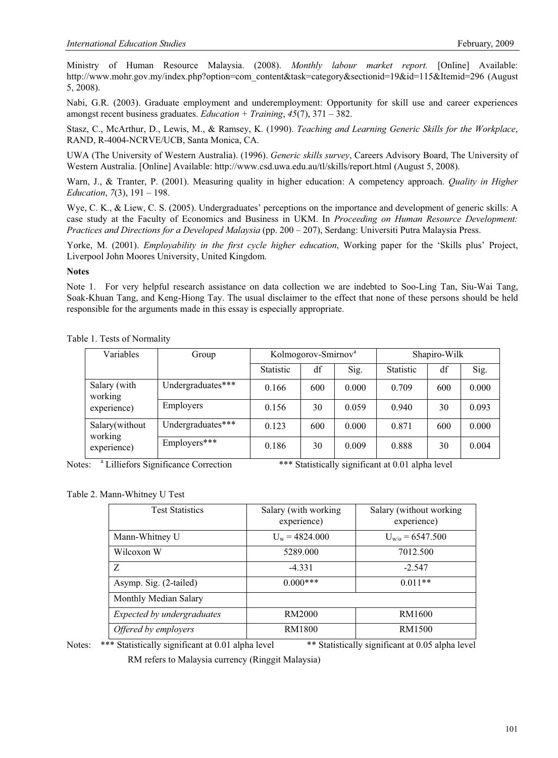Ministry of Human Resource Malaysia. (2008). *Monthly labour market report.* [Online] Available: http://www.mohr.gov.my/index.php?option=com_content&task=category&sectionid=19&id=115&Itemid=296 (August 5, 2008).

Nabi, G.R. (2003). Graduate employment and underemployment: Opportunity for skill use and career experiences amongst recent business graduates. *Education + Training*, *45*(7), 371 – 382.

Stasz, C., McArthur, D., Lewis, M., & Ramsey, K. (1990). *Teaching and Learning Generic Skills for the Workplace*, RAND, R-4004-NCRVE/UCB, Santa Monica, CA.

UWA (The University of Western Australia). (1996). *Generic skills survey*, Careers Advisory Board, The University of Western Australia. [Online] Available: http://www.csd.uwa.edu.au/tl/skills/report.html (August 5, 2008).

Warn, J., & Tranter, P. (2001). Measuring quality in higher education: A competency approach. *Quality in Higher Education*, *7*(3), 191 – 198.

Wye, C. K., & Liew, C. S. (2005). Undergraduates' perceptions on the importance and development of generic skills: A case study at the Faculty of Economics and Business in UKM. In *Proceeding on Human Resource Development: Practices and Directions for a Developed Malaysia* (pp. 200 – 207), Serdang: Universiti Putra Malaysia Press.

Yorke, M. (2001). *Employability in the first cycle higher education*, Working paper for the 'Skills plus' Project, Liverpool John Moores University, United Kingdom.

**Notes**

Note 1. For very helpful research assistance on data collection we are indebted to Soo-Ling Tan, Siu-Wai Tang, Soak-Khuan Tang, and Keng-Hiong Tay. The usual disclaimer to the effect that none of these persons should be held responsible for the arguments made in this essay is especially appropriate.

Table 1. Tests of Normality

| Variables | Group | Kolmogorov-Smirnov[a] | | | Shapiro-Wilk | | |
|---|---|---|---|---|---|---|---|
| | | Statistic | df | Sig. | Statistic | df | Sig. |
| Salary (with working experience) | Undergraduates*** | 0.166 | 600 | 0.000 | 0.709 | 600 | 0.000 |
| | Employers | 0.156 | 30 | 0.059 | 0.940 | 30 | 0.093 |
| Salary(without working experience) | Undergraduates*** | 0.123 | 600 | 0.000 | 0.871 | 600 | 0.000 |
| | Employers*** | 0.186 | 30 | 0.009 | 0.888 | 30 | 0.004 |

Notes: [a] Lilliefors Significance Correction *** Statistically significant at 0.01 alpha level

Table 2. Mann-Whitney U Test

| Test Statistics | Salary (with working experience) | Salary (without working experience) |
|---|---|---|
| Mann-Whitney U | $U_w = 4824.000$ | $U_{w/o} = 6547.500$ |
| Wilcoxon W | 5289.000 | 7012.500 |
| Z | -4.331 | -2.547 |
| Asymp. Sig. (2-tailed) | 0.000*** | 0.011** |
| Monthly Median Salary | | |
| *Expected by undergraduates* | RM2000 | RM1600 |
| *Offered by employers* | RM1800 | RM1500 |

Notes: *** Statistically significant at 0.01 alpha level ** Statistically significant at 0.05 alpha level

RM refers to Malaysia currency (Ringgit Malaysia)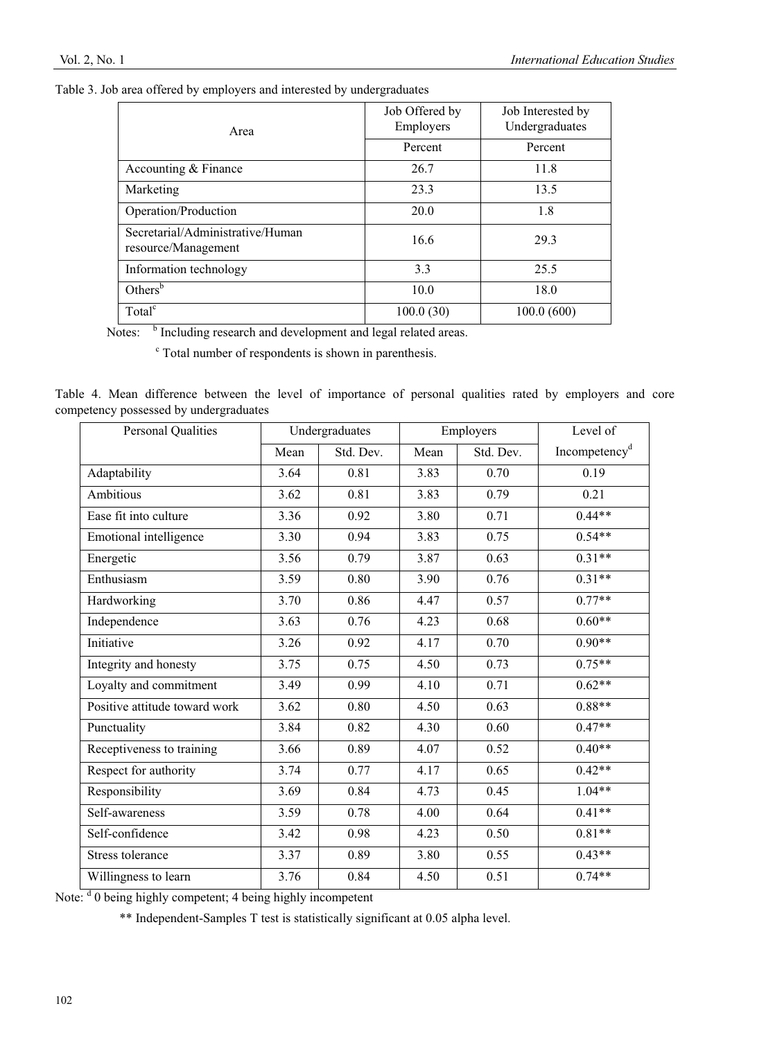Table 3. Job area offered by employers and interested by undergraduates

| Area | Job Offered by Employers | Job Interested by Undergraduates |
|---|---|---|
| | Percent | Percent |
| Accounting & Finance | 26.7 | 11.8 |
| Marketing | 23.3 | 13.5 |
| Operation/Production | 20.0 | 1.8 |
| Secretarial/Administrative/Human resource/Management | 16.6 | 29.3 |
| Information technology | 3.3 | 25.5 |
| Others[b] | 10.0 | 18.0 |
| Total[c] | 100.0 (30) | 100.0 (600) |

Notes: [b] Including research and development and legal related areas.

[c] Total number of respondents is shown in parenthesis.

Table 4. Mean difference between the level of importance of personal qualities rated by employers and core competency possessed by undergraduates

| Personal Qualities | Undergraduates | | Employers | | Level of Incompetency[d] |
|---|---|---|---|---|---|
| | Mean | Std. Dev. | Mean | Std. Dev. | |
| Adaptability | 3.64 | 0.81 | 3.83 | 0.70 | 0.19 |
| Ambitious | 3.62 | 0.81 | 3.83 | 0.79 | 0.21 |
| Ease fit into culture | 3.36 | 0.92 | 3.80 | 0.71 | 0.44** |
| Emotional intelligence | 3.30 | 0.94 | 3.83 | 0.75 | 0.54** |
| Energetic | 3.56 | 0.79 | 3.87 | 0.63 | 0.31** |
| Enthusiasm | 3.59 | 0.80 | 3.90 | 0.76 | 0.31** |
| Hardworking | 3.70 | 0.86 | 4.47 | 0.57 | 0.77** |
| Independence | 3.63 | 0.76 | 4.23 | 0.68 | 0.60** |
| Initiative | 3.26 | 0.92 | 4.17 | 0.70 | 0.90** |
| Integrity and honesty | 3.75 | 0.75 | 4.50 | 0.73 | 0.75** |
| Loyalty and commitment | 3.49 | 0.99 | 4.10 | 0.71 | 0.62** |
| Positive attitude toward work | 3.62 | 0.80 | 4.50 | 0.63 | 0.88** |
| Punctuality | 3.84 | 0.82 | 4.30 | 0.60 | 0.47** |
| Receptiveness to training | 3.66 | 0.89 | 4.07 | 0.52 | 0.40** |
| Respect for authority | 3.74 | 0.77 | 4.17 | 0.65 | 0.42** |
| Responsibility | 3.69 | 0.84 | 4.73 | 0.45 | 1.04** |
| Self-awareness | 3.59 | 0.78 | 4.00 | 0.64 | 0.41** |
| Self-confidence | 3.42 | 0.98 | 4.23 | 0.50 | 0.81** |
| Stress tolerance | 3.37 | 0.89 | 3.80 | 0.55 | 0.43** |
| Willingness to learn | 3.76 | 0.84 | 4.50 | 0.51 | 0.74** |

Note: [d] 0 being highly competent; 4 being highly incompetent

** Independent-Samples T test is statistically significant at 0.05 alpha level.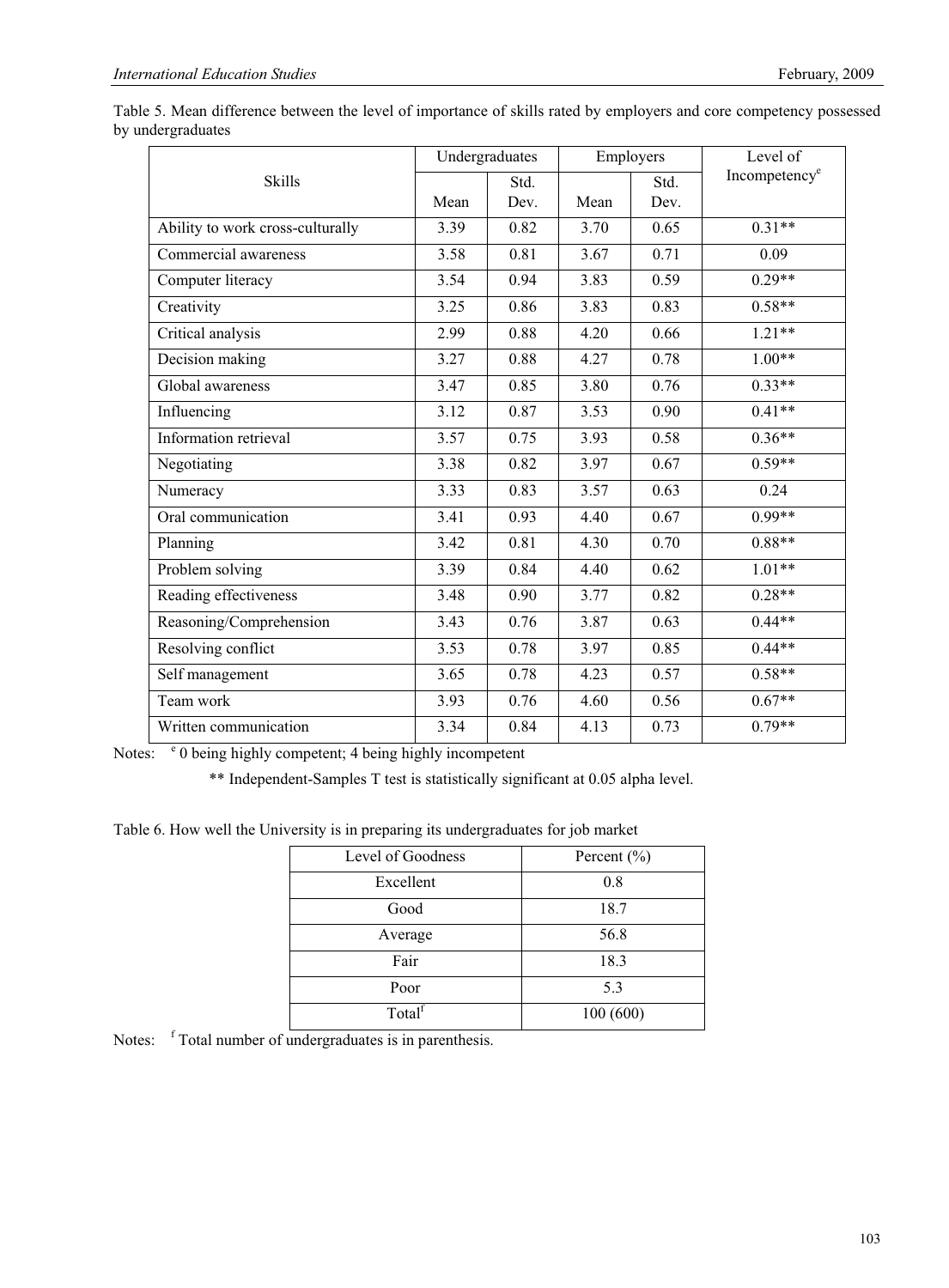Table 5. Mean difference between the level of importance of skills rated by employers and core competency possessed by undergraduates

| Skills | Undergraduates | | Employers | | Level of Incompetency[e] |
|---|---|---|---|---|---|
| | Mean | Std. Dev. | Mean | Std. Dev. | |
| Ability to work cross-culturally | 3.39 | 0.82 | 3.70 | 0.65 | 0.31** |
| Commercial awareness | 3.58 | 0.81 | 3.67 | 0.71 | 0.09 |
| Computer literacy | 3.54 | 0.94 | 3.83 | 0.59 | 0.29** |
| Creativity | 3.25 | 0.86 | 3.83 | 0.83 | 0.58** |
| Critical analysis | 2.99 | 0.88 | 4.20 | 0.66 | 1.21** |
| Decision making | 3.27 | 0.88 | 4.27 | 0.78 | 1.00** |
| Global awareness | 3.47 | 0.85 | 3.80 | 0.76 | 0.33** |
| Influencing | 3.12 | 0.87 | 3.53 | 0.90 | 0.41** |
| Information retrieval | 3.57 | 0.75 | 3.93 | 0.58 | 0.36** |
| Negotiating | 3.38 | 0.82 | 3.97 | 0.67 | 0.59** |
| Numeracy | 3.33 | 0.83 | 3.57 | 0.63 | 0.24 |
| Oral communication | 3.41 | 0.93 | 4.40 | 0.67 | 0.99** |
| Planning | 3.42 | 0.81 | 4.30 | 0.70 | 0.88** |
| Problem solving | 3.39 | 0.84 | 4.40 | 0.62 | 1.01** |
| Reading effectiveness | 3.48 | 0.90 | 3.77 | 0.82 | 0.28** |
| Reasoning/Comprehension | 3.43 | 0.76 | 3.87 | 0.63 | 0.44** |
| Resolving conflict | 3.53 | 0.78 | 3.97 | 0.85 | 0.44** |
| Self management | 3.65 | 0.78 | 4.23 | 0.57 | 0.58** |
| Team work | 3.93 | 0.76 | 4.60 | 0.56 | 0.67** |
| Written communication | 3.34 | 0.84 | 4.13 | 0.73 | 0.79** |

Notes: [e] 0 being highly competent; 4 being highly incompetent

** Independent-Samples T test is statistically significant at 0.05 alpha level.

Table 6. How well the University is in preparing its undergraduates for job market

| Level of Goodness | Percent (%) |
|---|---|
| Excellent | 0.8 |
| Good | 18.7 |
| Average | 56.8 |
| Fair | 18.3 |
| Poor | 5.3 |
| Total[f] | 100 (600) |

Notes: [f] Total number of undergraduates is in parenthesis.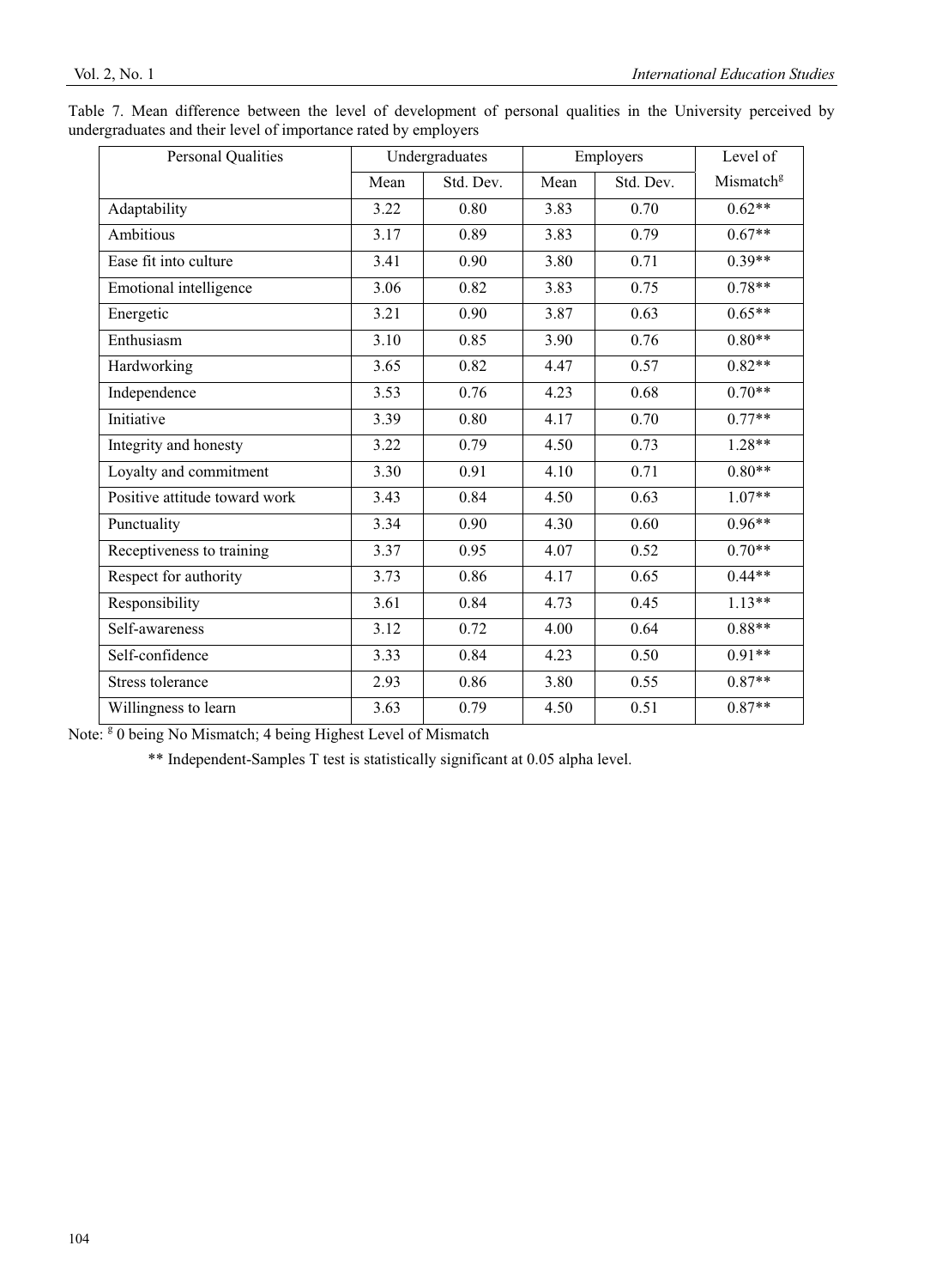Table 7. Mean difference between the level of development of personal qualities in the University perceived by undergraduates and their level of importance rated by employers

| Personal Qualities | Undergraduates | | Employers | | Level of Mismatch[g] |
|---|---|---|---|---|---|
| | Mean | Std. Dev. | Mean | Std. Dev. | |
| Adaptability | 3.22 | 0.80 | 3.83 | 0.70 | 0.62** |
| Ambitious | 3.17 | 0.89 | 3.83 | 0.79 | 0.67** |
| Ease fit into culture | 3.41 | 0.90 | 3.80 | 0.71 | 0.39** |
| Emotional intelligence | 3.06 | 0.82 | 3.83 | 0.75 | 0.78** |
| Energetic | 3.21 | 0.90 | 3.87 | 0.63 | 0.65** |
| Enthusiasm | 3.10 | 0.85 | 3.90 | 0.76 | 0.80** |
| Hardworking | 3.65 | 0.82 | 4.47 | 0.57 | 0.82** |
| Independence | 3.53 | 0.76 | 4.23 | 0.68 | 0.70** |
| Initiative | 3.39 | 0.80 | 4.17 | 0.70 | 0.77** |
| Integrity and honesty | 3.22 | 0.79 | 4.50 | 0.73 | 1.28** |
| Loyalty and commitment | 3.30 | 0.91 | 4.10 | 0.71 | 0.80** |
| Positive attitude toward work | 3.43 | 0.84 | 4.50 | 0.63 | 1.07** |
| Punctuality | 3.34 | 0.90 | 4.30 | 0.60 | 0.96** |
| Receptiveness to training | 3.37 | 0.95 | 4.07 | 0.52 | 0.70** |
| Respect for authority | 3.73 | 0.86 | 4.17 | 0.65 | 0.44** |
| Responsibility | 3.61 | 0.84 | 4.73 | 0.45 | 1.13** |
| Self-awareness | 3.12 | 0.72 | 4.00 | 0.64 | 0.88** |
| Self-confidence | 3.33 | 0.84 | 4.23 | 0.50 | 0.91** |
| Stress tolerance | 2.93 | 0.86 | 3.80 | 0.55 | 0.87** |
| Willingness to learn | 3.63 | 0.79 | 4.50 | 0.51 | 0.87** |

Note: [g] 0 being No Mismatch; 4 being Highest Level of Mismatch

** Independent-Samples T test is statistically significant at 0.05 alpha level.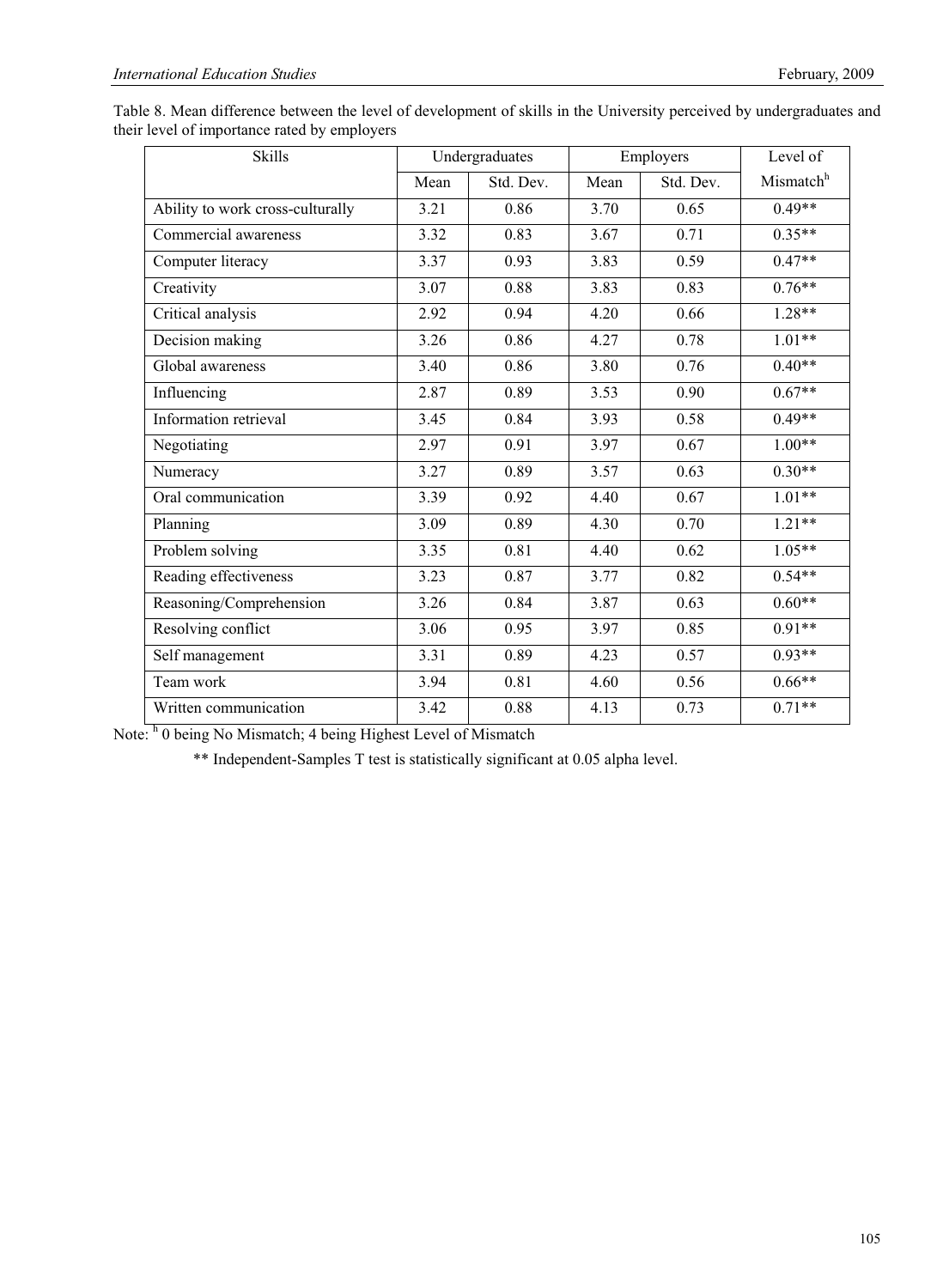Table 8. Mean difference between the level of development of skills in the University perceived by undergraduates and their level of importance rated by employers

| Skills | Undergraduates | | Employers | | Level of Mismatch[h] |
|---|---|---|---|---|---|
| | Mean | Std. Dev. | Mean | Std. Dev. | |
| Ability to work cross-culturally | 3.21 | 0.86 | 3.70 | 0.65 | 0.49** |
| Commercial awareness | 3.32 | 0.83 | 3.67 | 0.71 | 0.35** |
| Computer literacy | 3.37 | 0.93 | 3.83 | 0.59 | 0.47** |
| Creativity | 3.07 | 0.88 | 3.83 | 0.83 | 0.76** |
| Critical analysis | 2.92 | 0.94 | 4.20 | 0.66 | 1.28** |
| Decision making | 3.26 | 0.86 | 4.27 | 0.78 | 1.01** |
| Global awareness | 3.40 | 0.86 | 3.80 | 0.76 | 0.40** |
| Influencing | 2.87 | 0.89 | 3.53 | 0.90 | 0.67** |
| Information retrieval | 3.45 | 0.84 | 3.93 | 0.58 | 0.49** |
| Negotiating | 2.97 | 0.91 | 3.97 | 0.67 | 1.00** |
| Numeracy | 3.27 | 0.89 | 3.57 | 0.63 | 0.30** |
| Oral communication | 3.39 | 0.92 | 4.40 | 0.67 | 1.01** |
| Planning | 3.09 | 0.89 | 4.30 | 0.70 | 1.21** |
| Problem solving | 3.35 | 0.81 | 4.40 | 0.62 | 1.05** |
| Reading effectiveness | 3.23 | 0.87 | 3.77 | 0.82 | 0.54** |
| Reasoning/Comprehension | 3.26 | 0.84 | 3.87 | 0.63 | 0.60** |
| Resolving conflict | 3.06 | 0.95 | 3.97 | 0.85 | 0.91** |
| Self management | 3.31 | 0.89 | 4.23 | 0.57 | 0.93** |
| Team work | 3.94 | 0.81 | 4.60 | 0.56 | 0.66** |
| Written communication | 3.42 | 0.88 | 4.13 | 0.73 | 0.71** |

Note: [h] 0 being No Mismatch; 4 being Highest Level of Mismatch

** Independent-Samples T test is statistically significant at 0.05 alpha level.